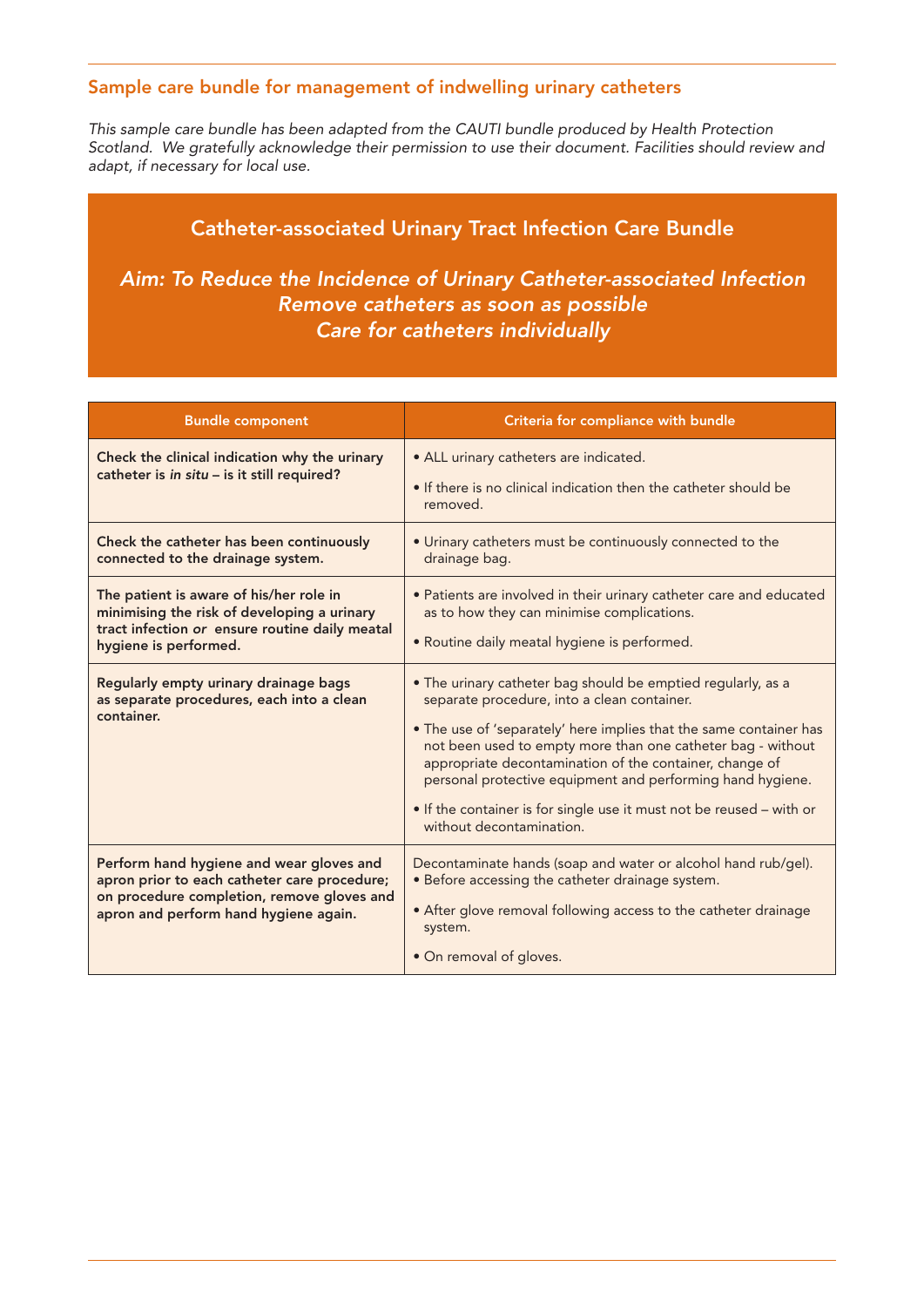## Sample care bundle for management of indwelling urinary catheters

*This sample care bundle has been adapted from the CAUTI bundle produced by Health Protection Scotland. We gratefully acknowledge their permission to use their document. Facilities should review and adapt, if necessary for local use.*

### Catheter-associated Urinary Tract Infection Care Bundle

***Aim: To Reduce the Incidence of Urinary Catheter-associated Infection***
***Remove catheters as soon as possible***
***Care for catheters individually***

| Bundle component | Criteria for compliance with bundle |
|---|---|
| **Check the clinical indication why the urinary catheter is *in situ* – is it still required?** | • ALL urinary catheters are indicated.<br>• If there is no clinical indication then the catheter should be removed. |
| **Check the catheter has been continuously connected to the drainage system.** | • Urinary catheters must be continuously connected to the drainage bag. |
| **The patient is aware of his/her role in minimising the risk of developing a urinary tract infection *or* ensure routine daily meatal hygiene is performed.** | • Patients are involved in their urinary catheter care and educated as to how they can minimise complications.<br>• Routine daily meatal hygiene is performed. |
| **Regularly empty urinary drainage bags as separate procedures, each into a clean container.** | • The urinary catheter bag should be emptied regularly, as a separate procedure, into a clean container.<br>• The use of 'separately' here implies that the same container has not been used to empty more than one catheter bag - without appropriate decontamination of the container, change of personal protective equipment and performing hand hygiene.<br>• If the container is for single use it must not be reused – with or without decontamination. |
| **Perform hand hygiene and wear gloves and apron prior to each catheter care procedure; on procedure completion, remove gloves and apron and perform hand hygiene again.** | Decontaminate hands (soap and water or alcohol hand rub/gel).<br>• Before accessing the catheter drainage system.<br>• After glove removal following access to the catheter drainage system.<br>• On removal of gloves. |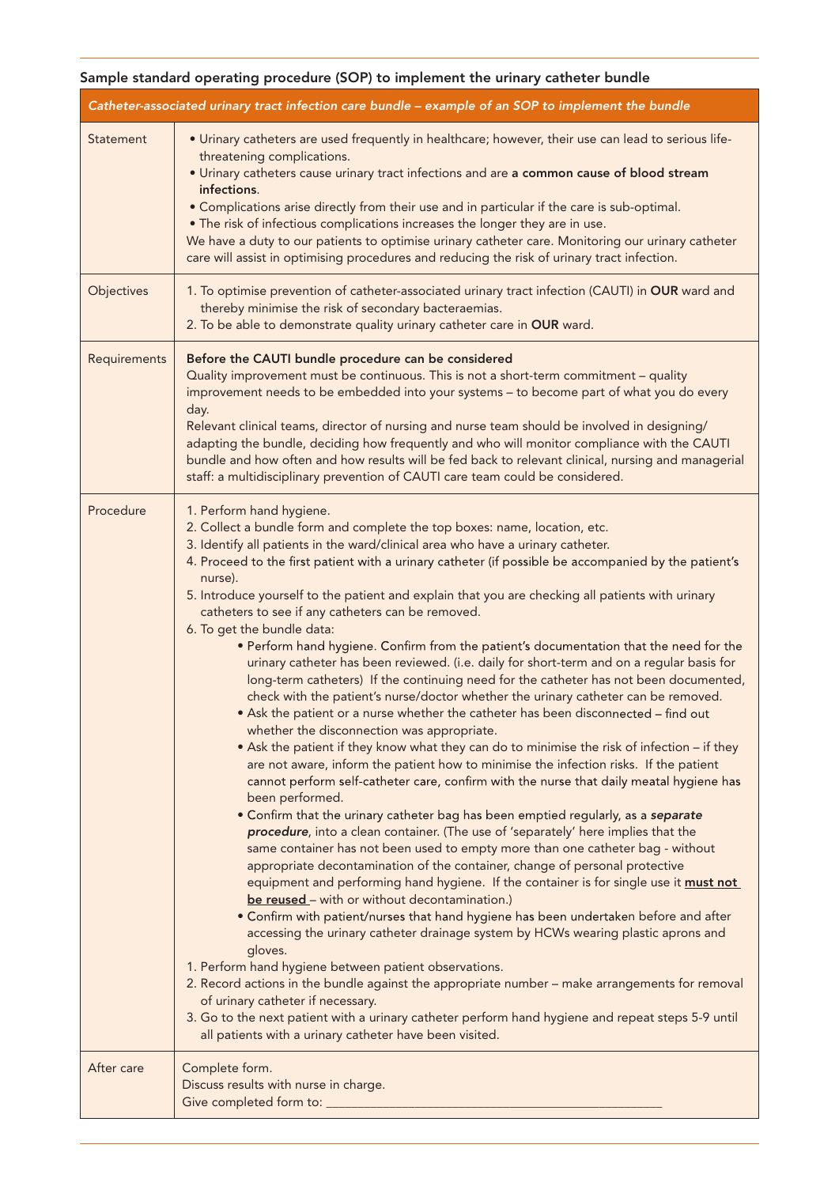## Sample standard operating procedure (SOP) to implement the urinary catheter bundle

| *Catheter-associated urinary tract infection care bundle – example of an SOP to implement the bundle* | |
|---|---|
| Statement | • Urinary catheters are used frequently in healthcare; however, their use can lead to serious life-threatening complications.<br>• Urinary catheters cause urinary tract infections and are **a common cause of blood stream infections**.<br>• Complications arise directly from their use and in particular if the care is sub-optimal.<br>• The risk of infectious complications increases the longer they are in use.<br>We have a duty to our patients to optimise urinary catheter care. Monitoring our urinary catheter care will assist in optimising procedures and reducing the risk of urinary tract infection. |
| Objectives | 1. To optimise prevention of catheter-associated urinary tract infection (CAUTI) in **OUR** ward and thereby minimise the risk of secondary bacteraemias.<br>2. To be able to demonstrate quality urinary catheter care in **OUR** ward. |
| Requirements | **Before the CAUTI bundle procedure can be considered**<br>Quality improvement must be continuous. This is not a short-term commitment – quality improvement needs to be embedded into your systems – to become part of what you do every day.<br>Relevant clinical teams, director of nursing and nurse team should be involved in designing/adapting the bundle, deciding how frequently and who will monitor compliance with the CAUTI bundle and how often and how results will be fed back to relevant clinical, nursing and managerial staff: a multidisciplinary prevention of CAUTI care team could be considered. |
| Procedure | 1. Perform hand hygiene.<br>2. Collect a bundle form and complete the top boxes: name, location, etc.<br>3. Identify all patients in the ward/clinical area who have a urinary catheter.<br>4. Proceed to the first patient with a urinary catheter (if possible be accompanied by the patient's nurse).<br>5. Introduce yourself to the patient and explain that you are checking all patients with urinary catheters to see if any catheters can be removed.<br>6. To get the bundle data:<br>• Perform hand hygiene. Confirm from the patient's documentation that the need for the urinary catheter has been reviewed. (i.e. daily for short-term and on a regular basis for long-term catheters) If the continuing need for the catheter has not been documented, check with the patient's nurse/doctor whether the urinary catheter can be removed.<br>• Ask the patient or a nurse whether the catheter has been disconnected – find out whether the disconnection was appropriate.<br>• Ask the patient if they know what they can do to minimise the risk of infection – if they are not aware, inform the patient how to minimise the infection risks. If the patient cannot perform self-catheter care, confirm with the nurse that daily meatal hygiene has been performed.<br>• Confirm that the urinary catheter bag has been emptied regularly, as a ***separate procedure***, into a clean container. (The use of 'separately' here implies that the same container has not been used to empty more than one catheter bag - without appropriate decontamination of the container, change of personal protective equipment and performing hand hygiene. If the container is for single use it **must not be reused** – with or without decontamination.)<br>• Confirm with patient/nurses that hand hygiene has been undertaken before and after accessing the urinary catheter drainage system by HCWs wearing plastic aprons and gloves.<br>1. Perform hand hygiene between patient observations.<br>2. Record actions in the bundle against the appropriate number – make arrangements for removal of urinary catheter if necessary.<br>3. Go to the next patient with a urinary catheter perform hand hygiene and repeat steps 5-9 until all patients with a urinary catheter have been visited. |
| After care | Complete form.<br>Discuss results with nurse in charge.<br>Give completed form to: ______________________________ |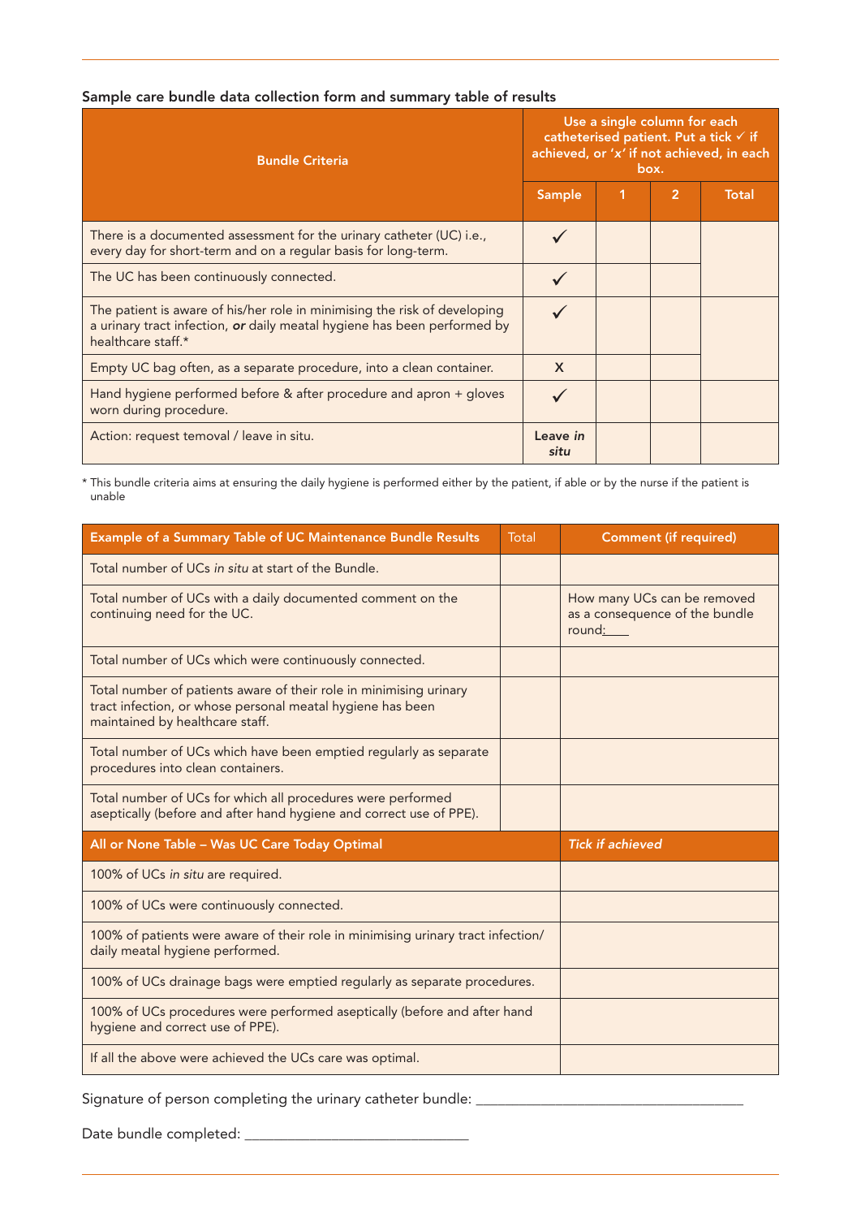**Sample care bundle data collection form and summary table of results**

| Bundle Criteria | Use a single column for each catheterised patient. Put a tick ✓ if achieved, or '*x*' if not achieved, in each box. | | | |
|---|---|---|---|---|
| | Sample | 1 | 2 | Total |
| There is a documented assessment for the urinary catheter (UC) i.e., every day for short-term and on a regular basis for long-term. | ✓ | | | |
| The UC has been continuously connected. | ✓ | | | |
| The patient is aware of his/her role in minimising the risk of developing a urinary tract infection, ***or*** daily meatal hygiene has been performed by healthcare staff.* | ✓ | | | |
| Empty UC bag often, as a separate procedure, into a clean container. | X | | | |
| Hand hygiene performed before & after procedure and apron + gloves worn during procedure. | ✓ | | | |
| Action: request temoval / leave in situ. | **Leave *in situ*** | | | |

* This bundle criteria aims at ensuring the daily hygiene is performed either by the patient, if able or by the nurse if the patient is unable

| Example of a Summary Table of UC Maintenance Bundle Results | Total | Comment (if required) |
|---|---|---|
| Total number of UCs *in situ* at start of the Bundle. | | |
| Total number of UCs with a daily documented comment on the continuing need for the UC. | | How many UCs can be removed as a consequence of the bundle round:____ |
| Total number of UCs which were continuously connected. | | |
| Total number of patients aware of their role in minimising urinary tract infection, or whose personal meatal hygiene has been maintained by healthcare staff. | | |
| Total number of UCs which have been emptied regularly as separate procedures into clean containers. | | |
| Total number of UCs for which all procedures were performed aseptically (before and after hand hygiene and correct use of PPE). | | |

| All or None Table – Was UC Care Today Optimal | *Tick if achieved* |
|---|---|
| 100% of UCs *in situ* are required. | |
| 100% of UCs were continuously connected. | |
| 100% of patients were aware of their role in minimising urinary tract infection/ daily meatal hygiene performed. | |
| 100% of UCs drainage bags were emptied regularly as separate procedures. | |
| 100% of UCs procedures were performed aseptically (before and after hand hygiene and correct use of PPE). | |
| If all the above were achieved the UCs care was optimal. | |

Signature of person completing the urinary catheter bundle: ___________________________________

Date bundle completed: ______________________________